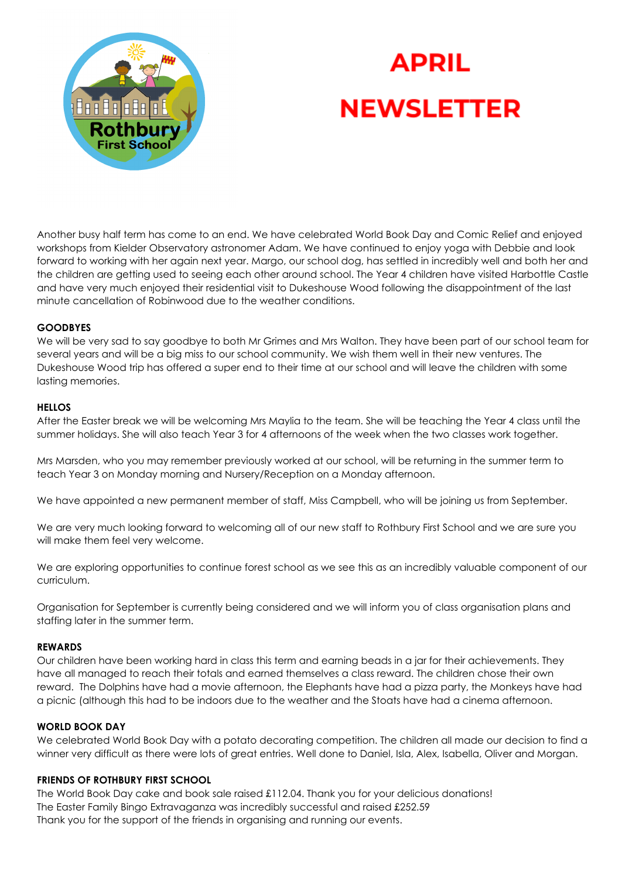# APRIL NEWSLETTER

Another busy half term has come to an end. We have celebrated World Book Day and Comic Relief and enjoyed workshops from Kielder Observatory astronomer Adam. We have continued to enjoy yoga with Debbie and look forward to working with her again next year. Margo, our school dog, has settled in incredibly well and both her and the children are getting used to seeing each other around school. The Year 4 children have visited Harbottle Castle and have very much enjoyed their residential visit to Dukeshouse Wood following the disappointment of the last minute cancellation of Robinwood due to the weather conditions.

**GOODBYES**

We will be very sad to say goodbye to both Mr Grimes and Mrs Walton. They have been part of our school team for several years and will be a big miss to our school community. We wish them well in their new ventures. The Dukeshouse Wood trip has offered a super end to their time at our school and will leave the children with some lasting memories.

**HELLOS**

After the Easter break we will be welcoming Mrs Maylia to the team. She will be teaching the Year 4 class until the summer holidays. She will also teach Year 3 for 4 afternoons of the week when the two classes work together.

Mrs Marsden, who you may remember previously worked at our school, will be returning in the summer term to teach Year 3 on Monday morning and Nursery/Reception on a Monday afternoon.

We have appointed a new permanent member of staff, Miss Campbell, who will be joining us from September.

We are very much looking forward to welcoming all of our new staff to Rothbury First School and we are sure you will make them feel very welcome.

We are exploring opportunities to continue forest school as we see this as an incredibly valuable component of our curriculum.

Organisation for September is currently being considered and we will inform you of class organisation plans and staffing later in the summer term.

**REWARDS**

Our children have been working hard in class this term and earning beads in a jar for their achievements. They have all managed to reach their totals and earned themselves a class reward. The children chose their own reward. The Dolphins have had a movie afternoon, the Elephants have had a pizza party, the Monkeys have had a picnic (although this had to be indoors due to the weather and the Stoats have had a cinema afternoon.

**WORLD BOOK DAY**

We celebrated World Book Day with a potato decorating competition. The children all made our decision to find a winner very difficult as there were lots of great entries. Well done to Daniel, Isla, Alex, Isabella, Oliver and Morgan.

**FRIENDS OF ROTHBURY FIRST SCHOOL**

The World Book Day cake and book sale raised £112.04. Thank you for your delicious donations!
The Easter Family Bingo Extravaganza was incredibly successful and raised £252.59
Thank you for the support of the friends in organising and running our events.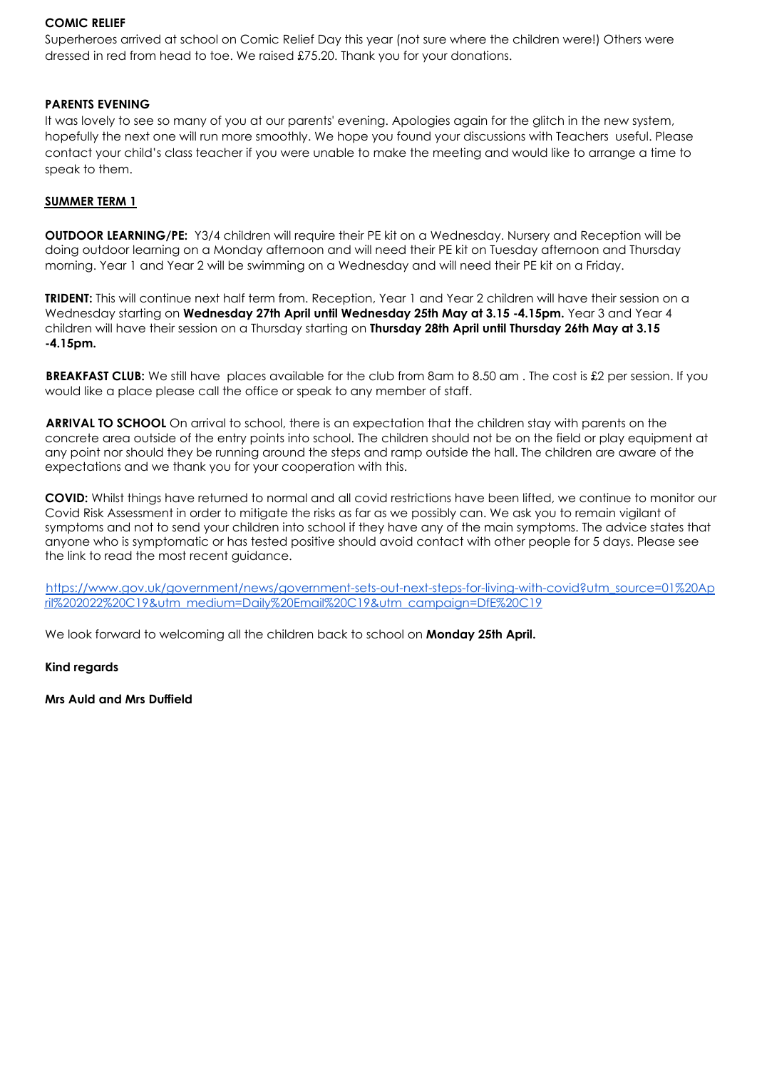**COMIC RELIEF**

Superheroes arrived at school on Comic Relief Day this year (not sure where the children were!) Others were dressed in red from head to toe. We raised £75.20. Thank you for your donations.

**PARENTS EVENING**

It was lovely to see so many of you at our parents' evening. Apologies again for the glitch in the new system, hopefully the next one will run more smoothly. We hope you found your discussions with Teachers useful. Please contact your child's class teacher if you were unable to make the meeting and would like to arrange a time to speak to them.

**SUMMER TERM 1**

**OUTDOOR LEARNING/PE:** Y3/4 children will require their PE kit on a Wednesday. Nursery and Reception will be doing outdoor learning on a Monday afternoon and will need their PE kit on Tuesday afternoon and Thursday morning. Year 1 and Year 2 will be swimming on a Wednesday and will need their PE kit on a Friday.

**TRIDENT:** This will continue next half term from. Reception, Year 1 and Year 2 children will have their session on a Wednesday starting on **Wednesday 27th April until Wednesday 25th May at 3.15 -4.15pm.** Year 3 and Year 4 children will have their session on a Thursday starting on **Thursday 28th April until Thursday 26th May at 3.15 -4.15pm.**

**BREAKFAST CLUB:** We still have places available for the club from 8am to 8.50 am . The cost is £2 per session. If you would like a place please call the office or speak to any member of staff.

**ARRIVAL TO SCHOOL** On arrival to school, there is an expectation that the children stay with parents on the concrete area outside of the entry points into school. The children should not be on the field or play equipment at any point nor should they be running around the steps and ramp outside the hall. The children are aware of the expectations and we thank you for your cooperation with this.

**COVID:** Whilst things have returned to normal and all covid restrictions have been lifted, we continue to monitor our Covid Risk Assessment in order to mitigate the risks as far as we possibly can. We ask you to remain vigilant of symptoms and not to send your children into school if they have any of the main symptoms. The advice states that anyone who is symptomatic or has tested positive should avoid contact with other people for 5 days. Please see the link to read the most recent guidance.

https://www.gov.uk/government/news/government-sets-out-next-steps-for-living-with-covid?utm_source=01%20April%202022%20C19&utm_medium=Daily%20Email%20C19&utm_campaign=DfE%20C19

We look forward to welcoming all the children back to school on **Monday 25th April.**

**Kind regards**

**Mrs Auld and Mrs Duffield**